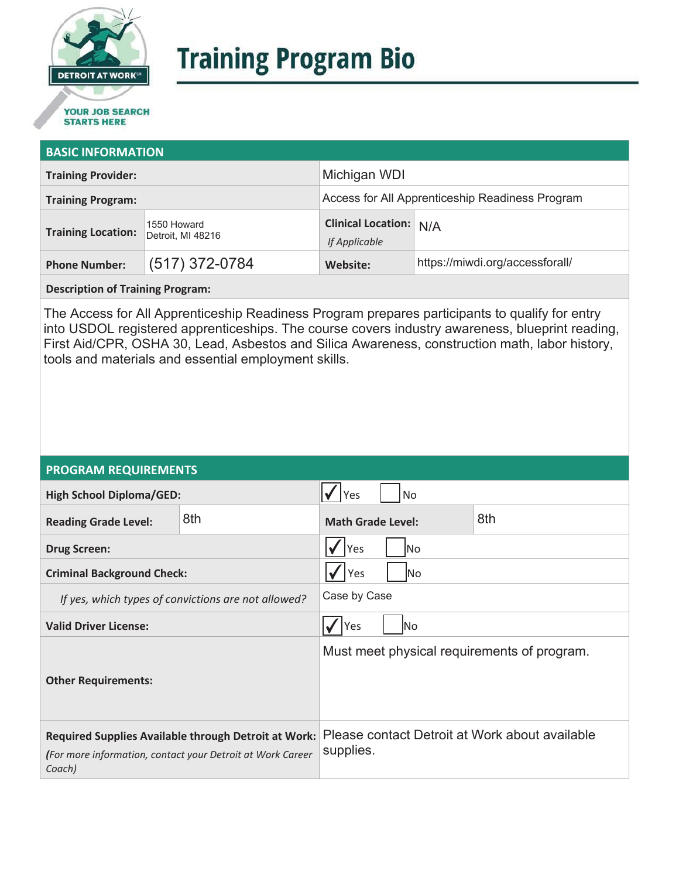# Training Program Bio

DETROIT AT WORK

YOUR JOB SEARCH STARTS HERE

## BASIC INFORMATION

| | | | |
|---|---|---|---|
| **Training Provider:** | | Michigan WDI | |
| **Training Program:** | | Access for All Apprenticeship Readiness Program | |
| **Training Location:** | 1550 Howard<br>Detroit, MI 48216 | **Clinical Location:** *If Applicable* | N/A |
| **Phone Number:** | (517) 372-0784 | **Website:** | https://miwdi.org/accessforall/ |

**Description of Training Program:**

The Access for All Apprenticeship Readiness Program prepares participants to qualify for entry into USDOL registered apprenticeships. The course covers industry awareness, blueprint reading, First Aid/CPR, OSHA 30, Lead, Asbestos and Silica Awareness, construction math, labor history, tools and materials and essential employment skills.

## PROGRAM REQUIREMENTS

| | | | |
|---|---|---|---|
| **High School Diploma/GED:** | | ☑ Yes ☐ No | |
| **Reading Grade Level:** | 8th | **Math Grade Level:** | 8th |
| **Drug Screen:** | | ☑ Yes ☐ No | |
| **Criminal Background Check:** | | ☑ Yes ☐ No | |
| *If yes, which types of convictions are not allowed?* | | Case by Case | |
| **Valid Driver License:** | | ☑ Yes ☐ No | |
| **Other Requirements:** | | Must meet physical requirements of program. | |
| **Required Supplies Available through Detroit at Work:** *(For more information, contact your Detroit at Work Career Coach)* | | Please contact Detroit at Work about available supplies. | |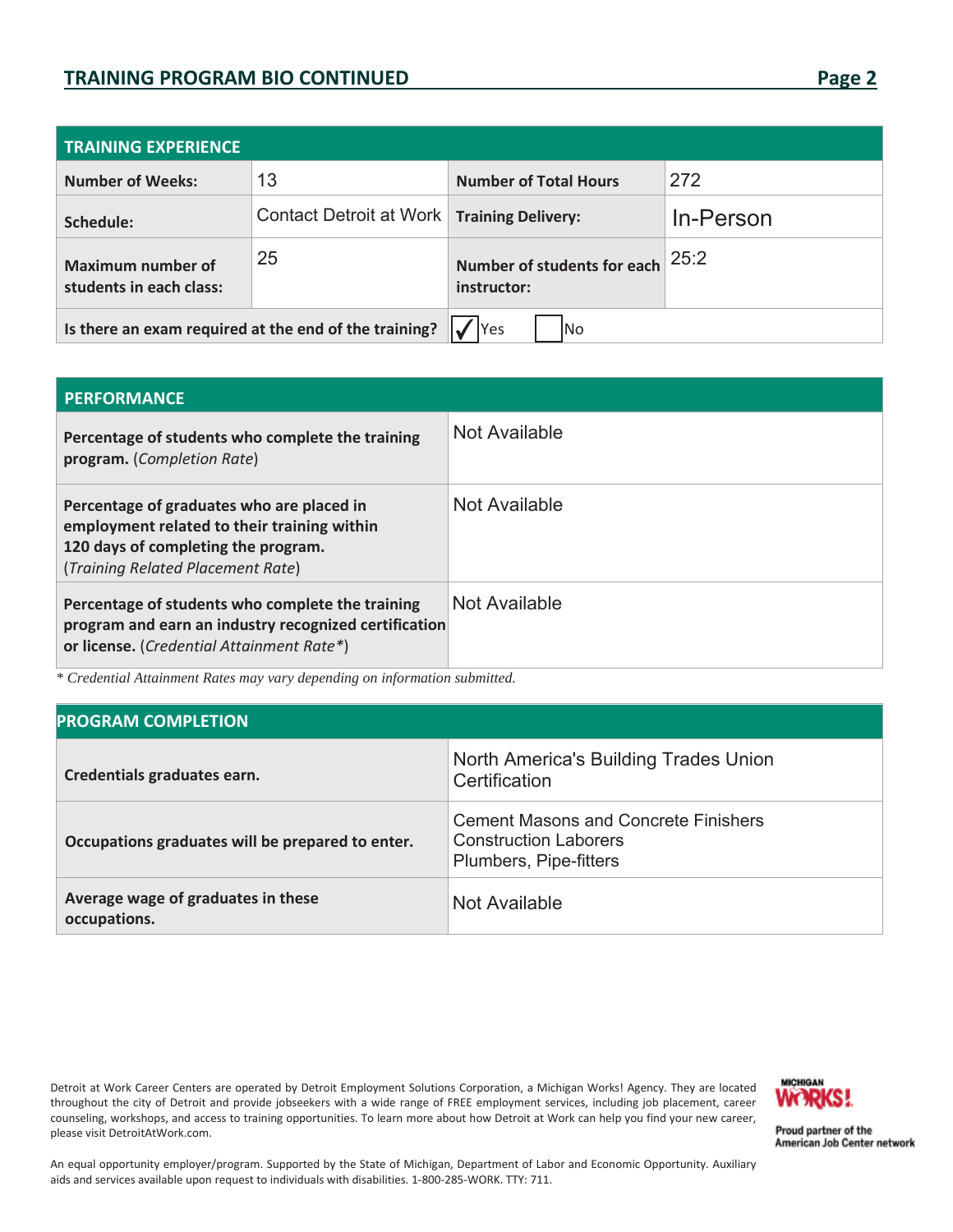## TRAINING PROGRAM BIO CONTINUED

| TRAINING EXPERIENCE | | | |
|---|---|---|---|
| **Number of Weeks:** | 13 | **Number of Total Hours** | 272 |
| **Schedule:** | Contact Detroit at Work | **Training Delivery:** | In-Person |
| **Maximum number of students in each class:** | 25 | **Number of students for each instructor:** | 25:2 |
| **Is there an exam required at the end of the training?** | ☑ Yes ☐ No | | |

| PERFORMANCE | |
|---|---|
| **Percentage of students who complete the training program.** (*Completion Rate*) | Not Available |
| **Percentage of graduates who are placed in employment related to their training within 120 days of completing the program.** (*Training Related Placement Rate*) | Not Available |
| **Percentage of students who complete the training program and earn an industry recognized certification or license.** (*Credential Attainment Rate**) | Not Available |

*\* Credential Attainment Rates may vary depending on information submitted.*

| PROGRAM COMPLETION | |
|---|---|
| **Credentials graduates earn.** | North America's Building Trades Union Certification |
| **Occupations graduates will be prepared to enter.** | Cement Masons and Concrete Finishers<br>Construction Laborers<br>Plumbers, Pipe-fitters |
| **Average wage of graduates in these occupations.** | Not Available |

Detroit at Work Career Centers are operated by Detroit Employment Solutions Corporation, a Michigan Works! Agency. They are located throughout the city of Detroit and provide jobseekers with a wide range of FREE employment services, including job placement, career counseling, workshops, and access to training opportunities. To learn more about how Detroit at Work can help you find your new career, please visit DetroitAtWork.com.

Michigan Works! Proud partner of the American Job Center network

An equal opportunity employer/program. Supported by the State of Michigan, Department of Labor and Economic Opportunity. Auxiliary aids and services available upon request to individuals with disabilities. 1-800-285-WORK. TTY: 711.